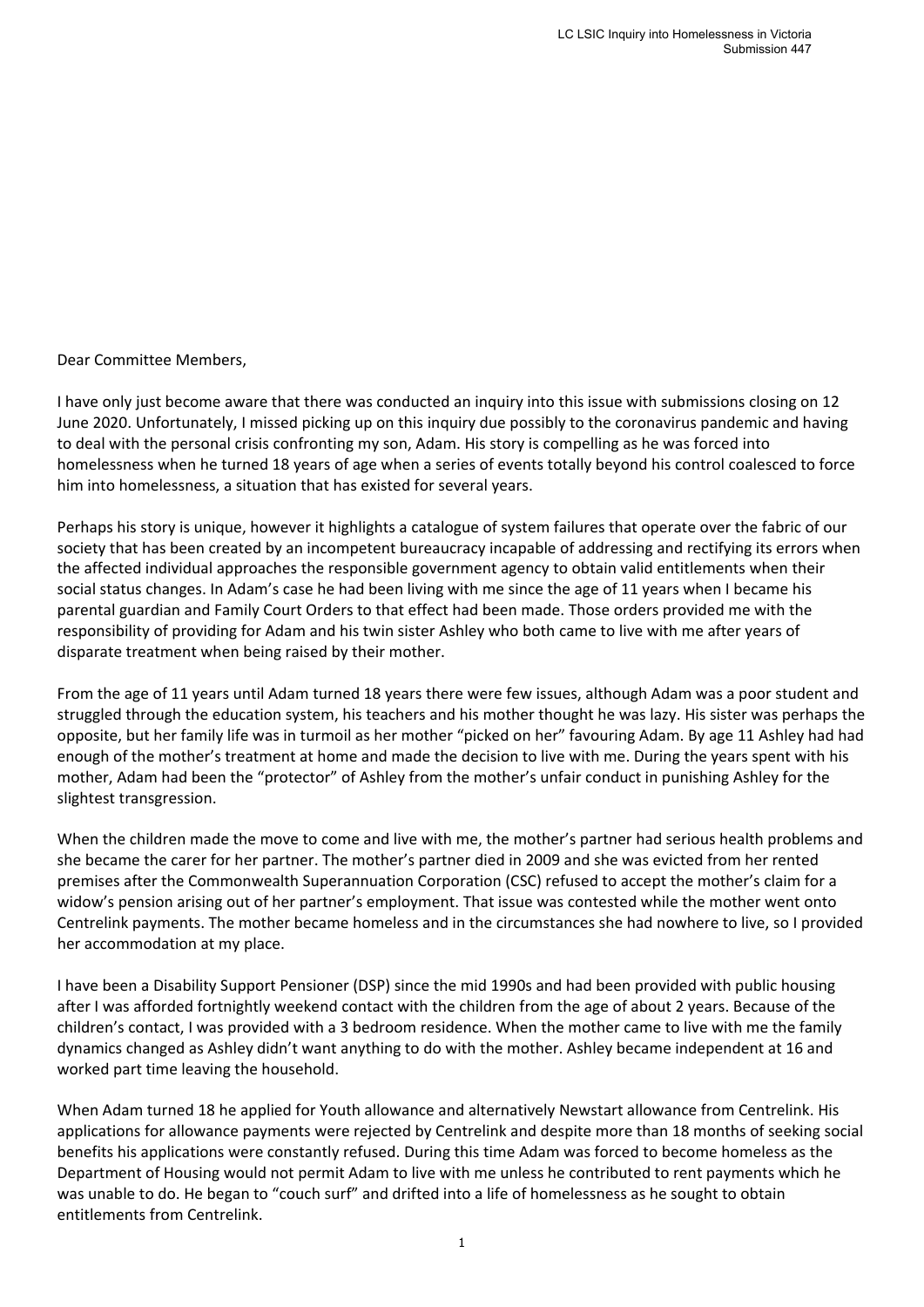Dear Committee Members,

I have only just become aware that there was conducted an inquiry into this issue with submissions closing on 12 June 2020. Unfortunately, I missed picking up on this inquiry due possibly to the coronavirus pandemic and having to deal with the personal crisis confronting my son, Adam. His story is compelling as he was forced into homelessness when he turned 18 years of age when a series of events totally beyond his control coalesced to force him into homelessness, a situation that has existed for several years.

Perhaps his story is unique, however it highlights a catalogue of system failures that operate over the fabric of our society that has been created by an incompetent bureaucracy incapable of addressing and rectifying its errors when the affected individual approaches the responsible government agency to obtain valid entitlements when their social status changes. In Adam's case he had been living with me since the age of 11 years when I became his parental guardian and Family Court Orders to that effect had been made. Those orders provided me with the responsibility of providing for Adam and his twin sister Ashley who both came to live with me after years of disparate treatment when being raised by their mother.

From the age of 11 years until Adam turned 18 years there were few issues, although Adam was a poor student and struggled through the education system, his teachers and his mother thought he was lazy. His sister was perhaps the opposite, but her family life was in turmoil as her mother "picked on her" favouring Adam. By age 11 Ashley had had enough of the mother's treatment at home and made the decision to live with me. During the years spent with his mother, Adam had been the "protector" of Ashley from the mother's unfair conduct in punishing Ashley for the slightest transgression.

When the children made the move to come and live with me, the mother's partner had serious health problems and she became the carer for her partner. The mother's partner died in 2009 and she was evicted from her rented premises after the Commonwealth Superannuation Corporation (CSC) refused to accept the mother's claim for a widow's pension arising out of her partner's employment. That issue was contested while the mother went onto Centrelink payments. The mother became homeless and in the circumstances she had nowhere to live, so I provided her accommodation at my place.

I have been a Disability Support Pensioner (DSP) since the mid 1990s and had been provided with public housing after I was afforded fortnightly weekend contact with the children from the age of about 2 years. Because of the children's contact, I was provided with a 3 bedroom residence. When the mother came to live with me the family dynamics changed as Ashley didn't want anything to do with the mother. Ashley became independent at 16 and worked part time leaving the household.

When Adam turned 18 he applied for Youth allowance and alternatively Newstart allowance from Centrelink. His applications for allowance payments were rejected by Centrelink and despite more than 18 months of seeking social benefits his applications were constantly refused. During this time Adam was forced to become homeless as the Department of Housing would not permit Adam to live with me unless he contributed to rent payments which he was unable to do. He began to "couch surf" and drifted into a life of homelessness as he sought to obtain entitlements from Centrelink.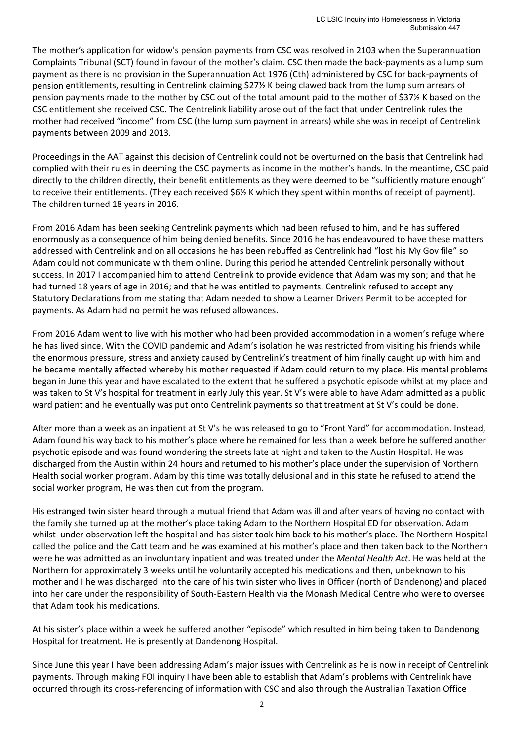The mother's application for widow's pension payments from CSC was resolved in 2103 when the Superannuation Complaints Tribunal (SCT) found in favour of the mother's claim. CSC then made the back-payments as a lump sum payment as there is no provision in the Superannuation Act 1976 (Cth) administered by CSC for back-payments of pension entitlements, resulting in Centrelink claiming $27½ K being clawed back from the lump sum arrears of pension payments made to the mother by CSC out of the total amount paid to the mother of $37½ K based on the CSC entitlement she received CSC. The Centrelink liability arose out of the fact that under Centrelink rules the mother had received "income" from CSC (the lump sum payment in arrears) while she was in receipt of Centrelink payments between 2009 and 2013.

Proceedings in the AAT against this decision of Centrelink could not be overturned on the basis that Centrelink had complied with their rules in deeming the CSC payments as income in the mother's hands. In the meantime, CSC paid directly to the children directly, their benefit entitlements as they were deemed to be "sufficiently mature enough" to receive their entitlements. (They each received $6½ K which they spent within months of receipt of payment). The children turned 18 years in 2016.

From 2016 Adam has been seeking Centrelink payments which had been refused to him, and he has suffered enormously as a consequence of him being denied benefits. Since 2016 he has endeavoured to have these matters addressed with Centrelink and on all occasions he has been rebuffed as Centrelink had "lost his My Gov file" so Adam could not communicate with them online. During this period he attended Centrelink personally without success. In 2017 I accompanied him to attend Centrelink to provide evidence that Adam was my son; and that he had turned 18 years of age in 2016; and that he was entitled to payments. Centrelink refused to accept any Statutory Declarations from me stating that Adam needed to show a Learner Drivers Permit to be accepted for payments. As Adam had no permit he was refused allowances.

From 2016 Adam went to live with his mother who had been provided accommodation in a women's refuge where he has lived since. With the COVID pandemic and Adam's isolation he was restricted from visiting his friends while the enormous pressure, stress and anxiety caused by Centrelink's treatment of him finally caught up with him and he became mentally affected whereby his mother requested if Adam could return to my place. His mental problems began in June this year and have escalated to the extent that he suffered a psychotic episode whilst at my place and was taken to St V's hospital for treatment in early July this year. St V's were able to have Adam admitted as a public ward patient and he eventually was put onto Centrelink payments so that treatment at St V's could be done.

After more than a week as an inpatient at St V's he was released to go to "Front Yard" for accommodation. Instead, Adam found his way back to his mother's place where he remained for less than a week before he suffered another psychotic episode and was found wondering the streets late at night and taken to the Austin Hospital. He was discharged from the Austin within 24 hours and returned to his mother's place under the supervision of Northern Health social worker program. Adam by this time was totally delusional and in this state he refused to attend the social worker program, He was then cut from the program.

His estranged twin sister heard through a mutual friend that Adam was ill and after years of having no contact with the family she turned up at the mother's place taking Adam to the Northern Hospital ED for observation. Adam whilst under observation left the hospital and has sister took him back to his mother's place. The Northern Hospital called the police and the Catt team and he was examined at his mother's place and then taken back to the Northern were he was admitted as an involuntary inpatient and was treated under the *Mental Health Act*. He was held at the Northern for approximately 3 weeks until he voluntarily accepted his medications and then, unbeknown to his mother and I he was discharged into the care of his twin sister who lives in Officer (north of Dandenong) and placed into her care under the responsibility of South-Eastern Health via the Monash Medical Centre who were to oversee that Adam took his medications.

At his sister's place within a week he suffered another "episode" which resulted in him being taken to Dandenong Hospital for treatment. He is presently at Dandenong Hospital.

Since June this year I have been addressing Adam's major issues with Centrelink as he is now in receipt of Centrelink payments. Through making FOI inquiry I have been able to establish that Adam's problems with Centrelink have occurred through its cross-referencing of information with CSC and also through the Australian Taxation Office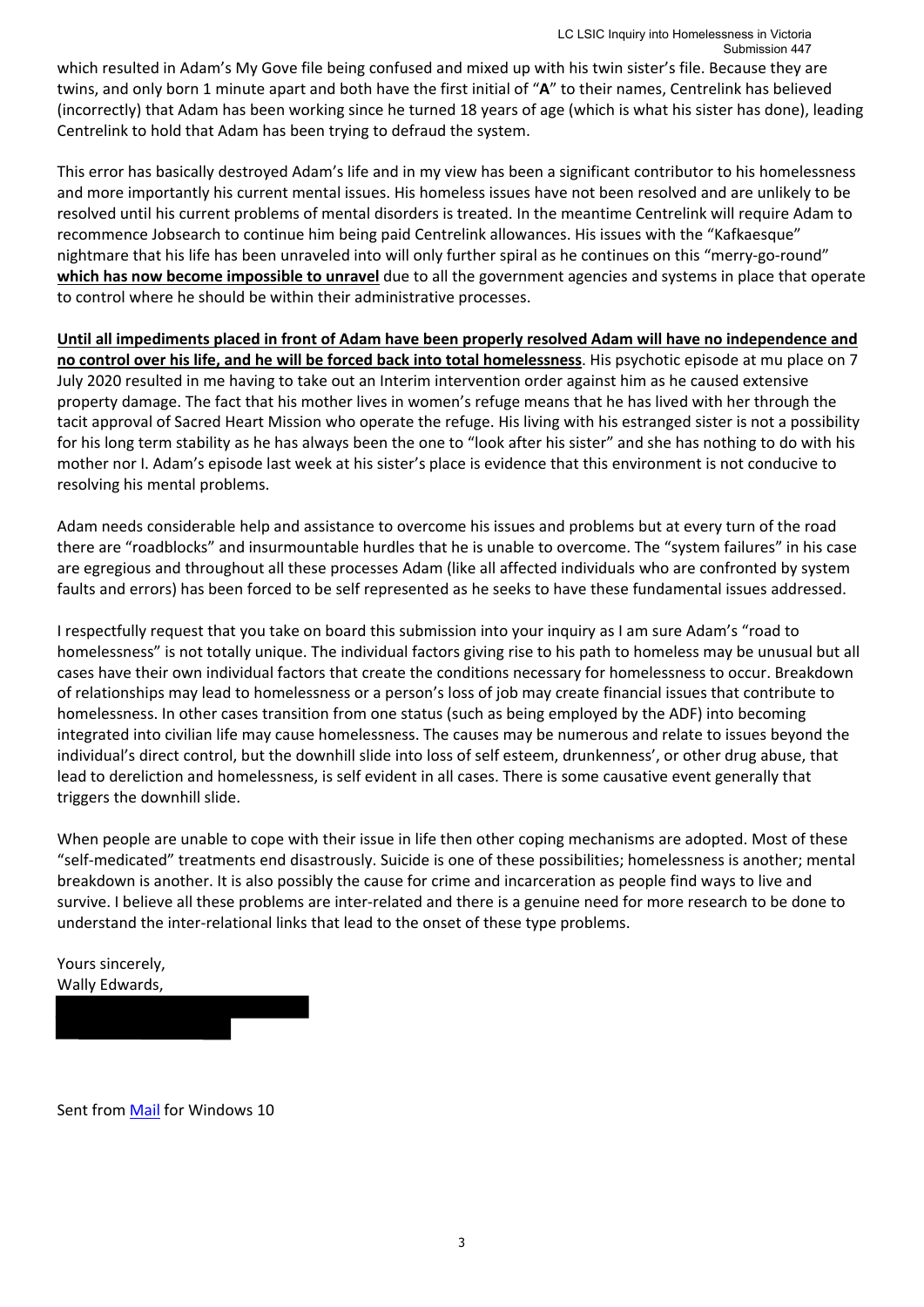which resulted in Adam's My Gove file being confused and mixed up with his twin sister's file. Because they are twins, and only born 1 minute apart and both have the first initial of "**A**" to their names, Centrelink has believed (incorrectly) that Adam has been working since he turned 18 years of age (which is what his sister has done), leading Centrelink to hold that Adam has been trying to defraud the system.

This error has basically destroyed Adam's life and in my view has been a significant contributor to his homelessness and more importantly his current mental issues. His homeless issues have not been resolved and are unlikely to be resolved until his current problems of mental disorders is treated. In the meantime Centrelink will require Adam to recommence Jobsearch to continue him being paid Centrelink allowances. His issues with the "Kafkaesque" nightmare that his life has been unraveled into will only further spiral as he continues on this "merry-go-round" **which has now become impossible to unravel** due to all the government agencies and systems in place that operate to control where he should be within their administrative processes.

**Until all impediments placed in front of Adam have been properly resolved Adam will have no independence and no control over his life, and he will be forced back into total homelessness**. His psychotic episode at mu place on 7 July 2020 resulted in me having to take out an Interim intervention order against him as he caused extensive property damage. The fact that his mother lives in women's refuge means that he has lived with her through the tacit approval of Sacred Heart Mission who operate the refuge. His living with his estranged sister is not a possibility for his long term stability as he has always been the one to "look after his sister" and she has nothing to do with his mother nor I. Adam's episode last week at his sister's place is evidence that this environment is not conducive to resolving his mental problems.

Adam needs considerable help and assistance to overcome his issues and problems but at every turn of the road there are "roadblocks" and insurmountable hurdles that he is unable to overcome. The "system failures" in his case are egregious and throughout all these processes Adam (like all affected individuals who are confronted by system faults and errors) has been forced to be self represented as he seeks to have these fundamental issues addressed.

I respectfully request that you take on board this submission into your inquiry as I am sure Adam's "road to homelessness" is not totally unique. The individual factors giving rise to his path to homeless may be unusual but all cases have their own individual factors that create the conditions necessary for homelessness to occur. Breakdown of relationships may lead to homelessness or a person's loss of job may create financial issues that contribute to homelessness. In other cases transition from one status (such as being employed by the ADF) into becoming integrated into civilian life may cause homelessness. The causes may be numerous and relate to issues beyond the individual's direct control, but the downhill slide into loss of self esteem, drunkenness', or other drug abuse, that lead to dereliction and homelessness, is self evident in all cases. There is some causative event generally that triggers the downhill slide.

When people are unable to cope with their issue in life then other coping mechanisms are adopted. Most of these "self-medicated" treatments end disastrously. Suicide is one of these possibilities; homelessness is another; mental breakdown is another. It is also possibly the cause for crime and incarceration as people find ways to live and survive. I believe all these problems are inter-related and there is a genuine need for more research to be done to understand the inter-relational links that lead to the onset of these type problems.

Yours sincerely,
Wally Edwards,

Sent from Mail for Windows 10